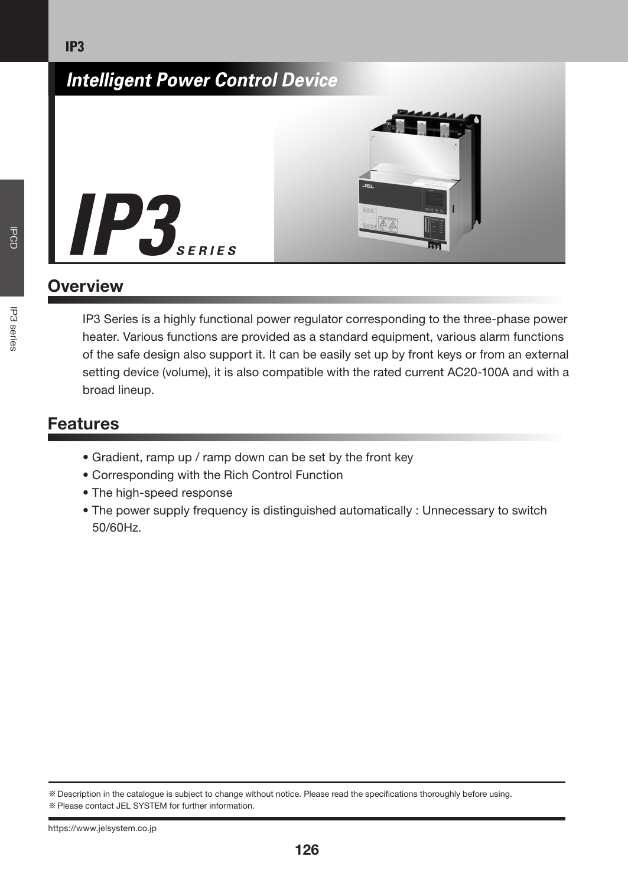# Intelligent Power Control Device

# IP3 SERIES

## Overview

IP3 Series is a highly functional power regulator corresponding to the three-phase power heater. Various functions are provided as a standard equipment, various alarm functions of the safe design also support it. It can be easily set up by front keys or from an external setting device (volume), it is also compatible with the rated current AC20-100A and with a broad lineup.

## Features

- Gradient, ramp up / ramp down can be set by the front key
- Corresponding with the Rich Control Function
- The high-speed response
- The power supply frequency is distinguished automatically : Unnecessary to switch 50/60Hz.

※ Description in the catalogue is subject to change without notice. Please read the specifications thoroughly before using.
※ Please contact JEL SYSTEM for further information.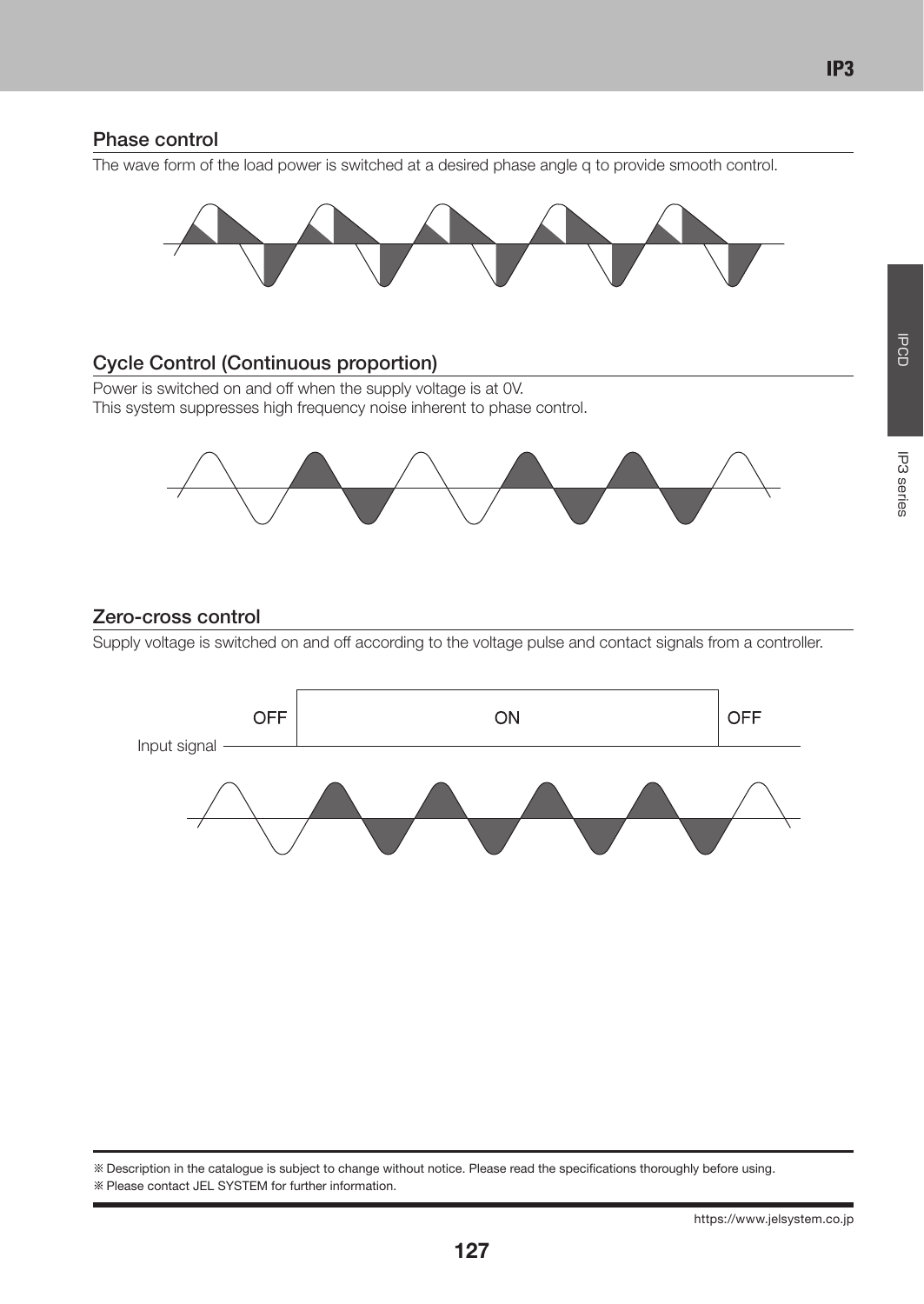## Phase control

The wave form of the load power is switched at a desired phase angle q to provide smooth control.

## Cycle Control (Continuous proportion)

Power is switched on and off when the supply voltage is at 0V.
This system suppresses high frequency noise inherent to phase control.

## Zero-cross control

Supply voltage is switched on and off according to the voltage pulse and contact signals from a controller.

OFF | ON | OFF

Input signal

※ Description in the catalogue is subject to change without notice. Please read the specifications thoroughly before using.
※ Please contact JEL SYSTEM for further information.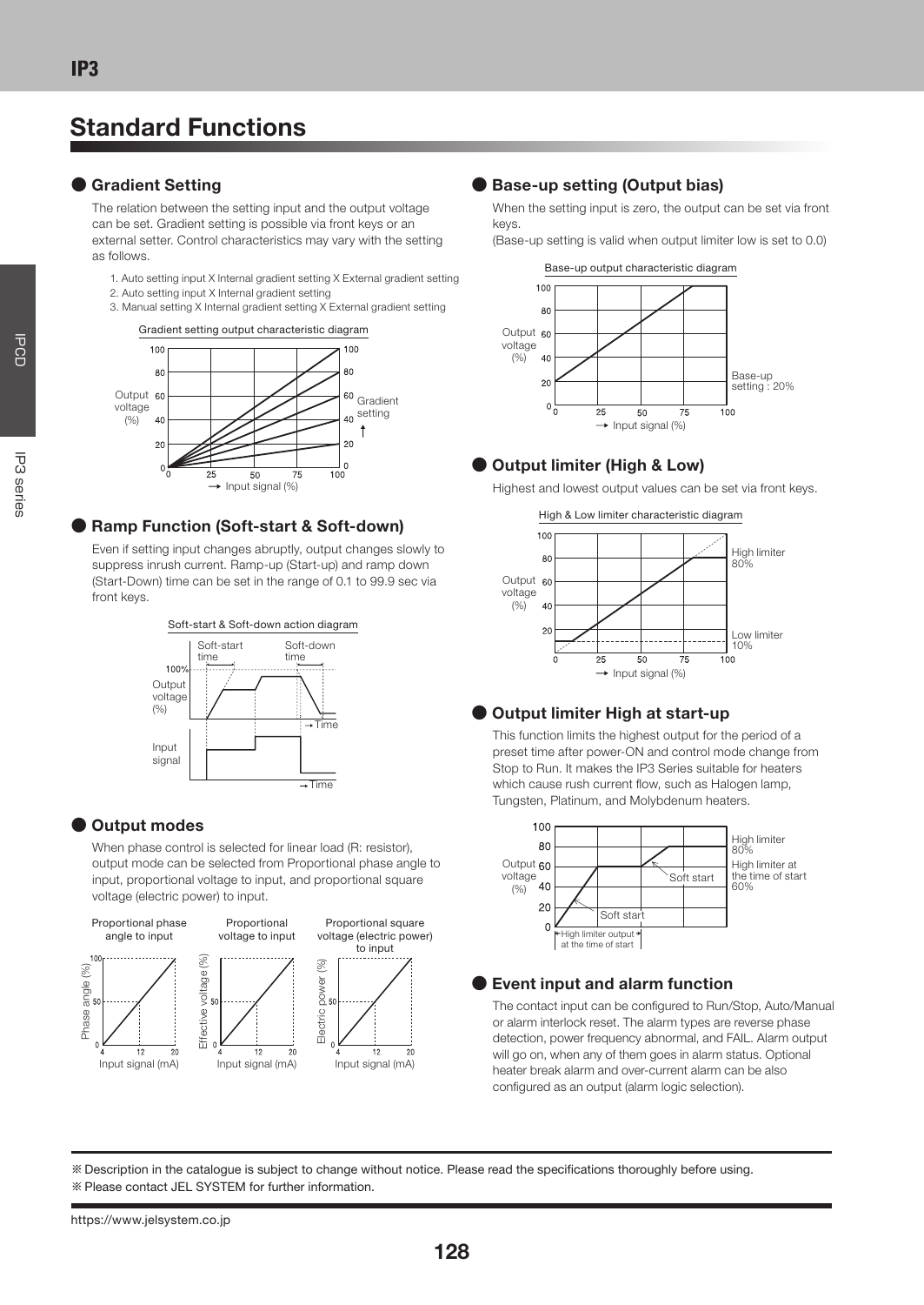# Standard Functions

## ● Gradient Setting

The relation between the setting input and the output voltage can be set. Gradient setting is possible via front keys or an external setter. Control characteristics may vary with the setting as follows.

1. Auto setting input X Internal gradient setting X External gradient setting
2. Auto setting input X Internal gradient setting
3. Manual setting X Internal gradient setting X External gradient setting

Gradient setting output characteristic diagram

## ● Ramp Function (Soft-start & Soft-down)

Even if setting input changes abruptly, output changes slowly to suppress inrush current. Ramp-up (Start-up) and ramp down (Start-Down) time can be set in the range of 0.1 to 99.9 sec via front keys.

Soft-start & Soft-down action diagram

## ● Output modes

When phase control is selected for linear load (R: resistor), output mode can be selected from Proportional phase angle to input, proportional voltage to input, and proportional square voltage (electric power) to input.

Proportional phase angle to input | Proportional voltage to input | Proportional square voltage (electric power) to input

## ● Base-up setting (Output bias)

When the setting input is zero, the output can be set via front keys.
(Base-up setting is valid when output limiter low is set to 0.0)

Base-up output characteristic diagram

## ● Output limiter (High & Low)

Highest and lowest output values can be set via front keys.

High & Low limiter characteristic diagram

## ● Output limiter High at start-up

This function limits the highest output for the period of a preset time after power-ON and control mode change from Stop to Run. It makes the IP3 Series suitable for heaters which cause rush current flow, such as Halogen lamp, Tungsten, Platinum, and Molybdenum heaters.

## ● Event input and alarm function

The contact input can be configured to Run/Stop, Auto/Manual or alarm interlock reset. The alarm types are reverse phase detection, power frequency abnormal, and FAIL. Alarm output will go on, when any of them goes in alarm status. Optional heater break alarm and over-current alarm can be also configured as an output (alarm logic selection).

※ Description in the catalogue is subject to change without notice. Please read the specifications thoroughly before using.
※ Please contact JEL SYSTEM for further information.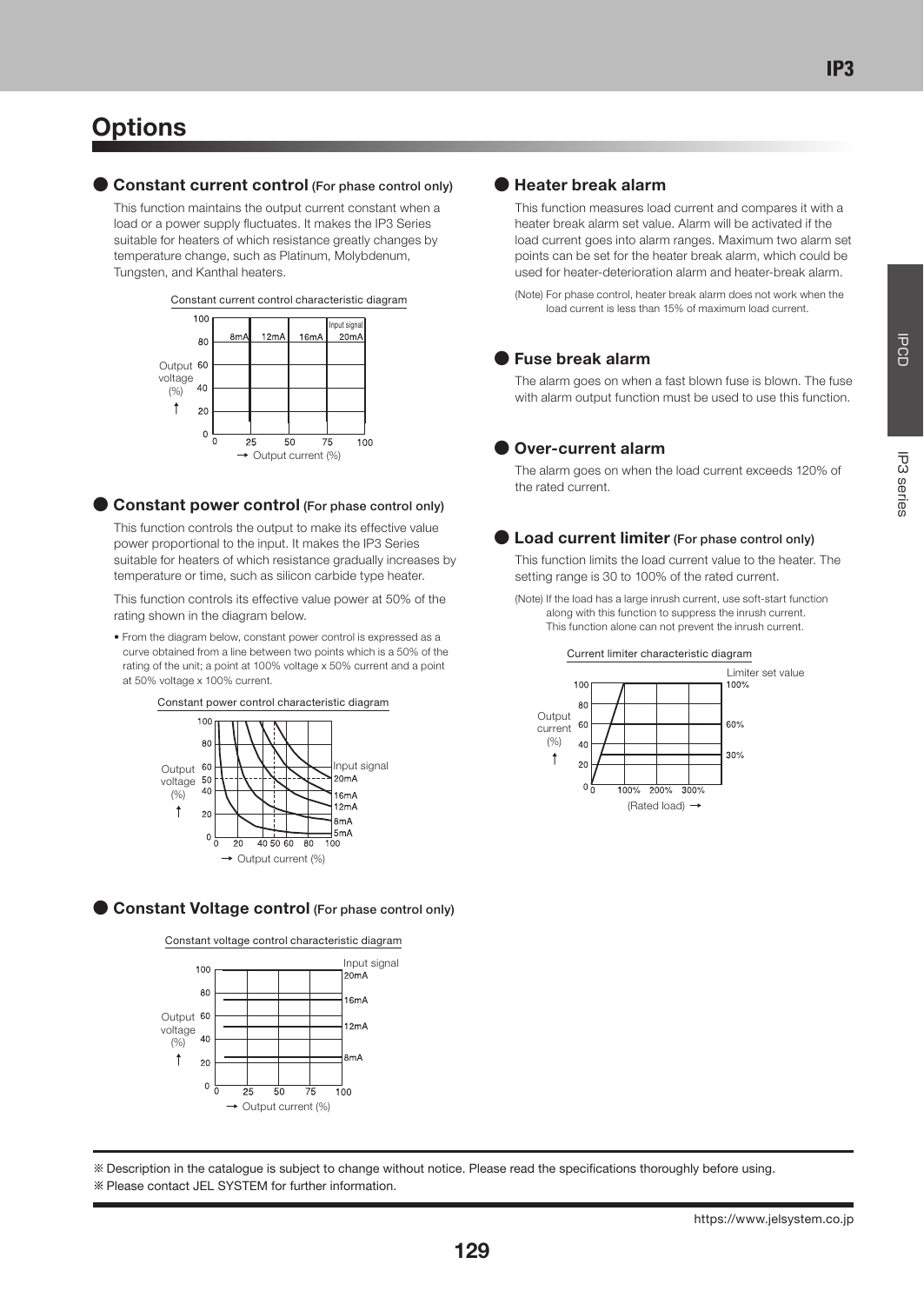# Options

## ● Constant current control (For phase control only)

This function maintains the output current constant when a load or a power supply fluctuates. It makes the IP3 Series suitable for heaters of which resistance greatly changes by temperature change, such as Platinum, Molybdenum, Tungsten, and Kanthal heaters.

Constant current control characteristic diagram

## ● Constant power control (For phase control only)

This function controls the output to make its effective value power proportional to the input. It makes the IP3 Series suitable for heaters of which resistance gradually increases by temperature or time, such as silicon carbide type heater.

This function controls its effective value power at 50% of the rating shown in the diagram below.

- From the diagram below, constant power control is expressed as a curve obtained from a line between two points which is a 50% of the rating of the unit; a point at 100% voltage x 50% current and a point at 50% voltage x 100% current.

Constant power control characteristic diagram

## ● Constant Voltage control (For phase control only)

Constant voltage control characteristic diagram

## ● Heater break alarm

This function measures load current and compares it with a heater break alarm set value. Alarm will be activated if the load current goes into alarm ranges. Maximum two alarm set points can be set for the heater break alarm, which could be used for heater-deterioration alarm and heater-break alarm.

(Note) For phase control, heater break alarm does not work when the load current is less than 15% of maximum load current.

## ● Fuse break alarm

The alarm goes on when a fast blown fuse is blown. The fuse with alarm output function must be used to use this function.

## ● Over-current alarm

The alarm goes on when the load current exceeds 120% of the rated current.

## ● Load current limiter (For phase control only)

This function limits the load current value to the heater. The setting range is 30 to 100% of the rated current.

(Note) If the load has a large inrush current, use soft-start function along with this function to suppress the inrush current. This function alone can not prevent the inrush current.

Current limiter characteristic diagram

※ Description in the catalogue is subject to change without notice. Please read the specifications thoroughly before using.
※ Please contact JEL SYSTEM for further information.

https://www.jelsystem.co.jp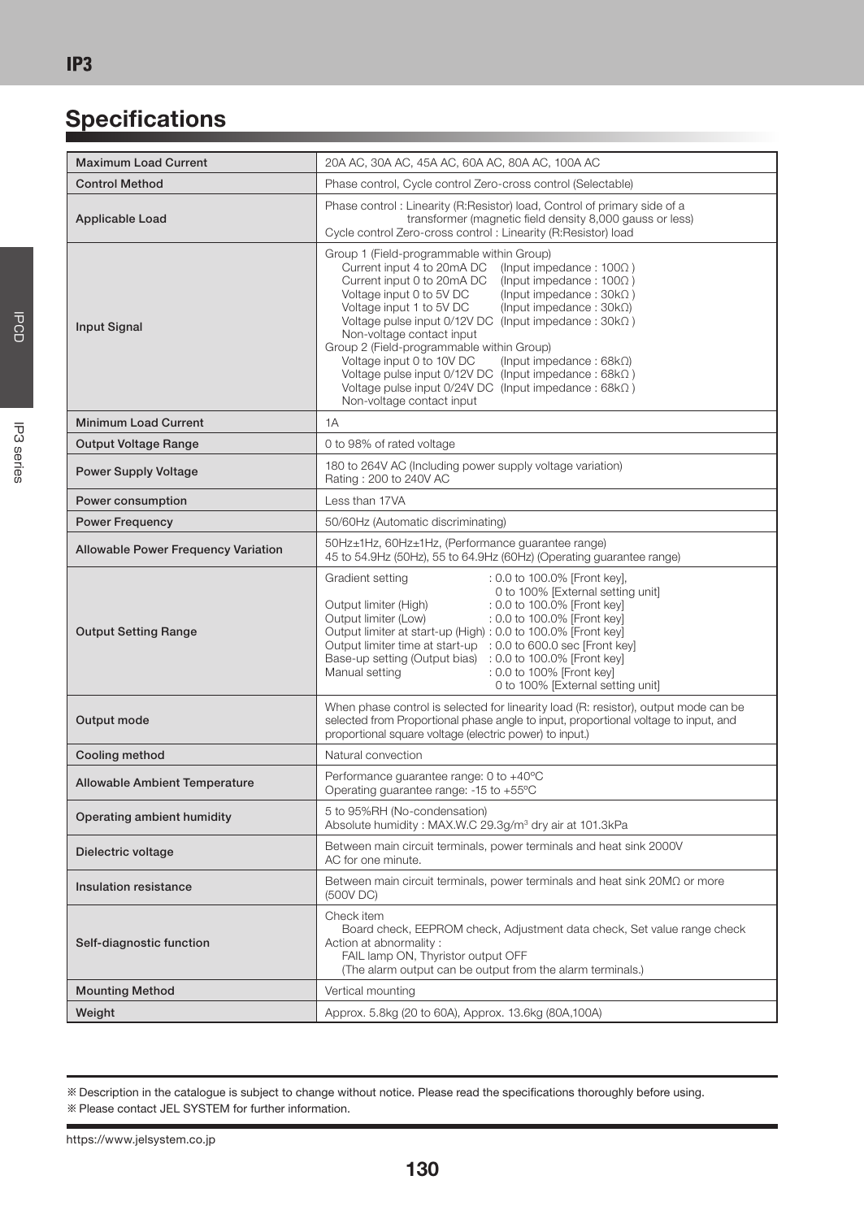## Specifications

| | |
|---|---|
| Maximum Load Current | 20A AC, 30A AC, 45A AC, 60A AC, 80A AC, 100A AC |
| Control Method | Phase control, Cycle control Zero-cross control (Selectable) |
| Applicable Load | Phase control : Linearity (R:Resistor) load, Control of primary side of a transformer (magnetic field density 8,000 gauss or less)<br>Cycle control Zero-cross control : Linearity (R:Resistor) load |
| Input Signal | Group 1 (Field-programmable within Group)<br>Current input 4 to 20mA DC (Input impedance : 100Ω )<br>Current input 0 to 20mA DC (Input impedance : 100Ω )<br>Voltage input 0 to 5V DC (Input impedance : 30kΩ )<br>Voltage input 1 to 5V DC (Input impedance : 30kΩ)<br>Voltage pulse input 0/12V DC (Input impedance : 30kΩ )<br>Non-voltage contact input<br>Group 2 (Field-programmable within Group)<br>Voltage input 0 to 10V DC (Input impedance : 68kΩ)<br>Voltage pulse input 0/12V DC (Input impedance : 68kΩ )<br>Voltage pulse input 0/24V DC (Input impedance : 68kΩ )<br>Non-voltage contact input |
| Minimum Load Current | 1A |
| Output Voltage Range | 0 to 98% of rated voltage |
| Power Supply Voltage | 180 to 264V AC (Including power supply voltage variation)<br>Rating : 200 to 240V AC |
| Power consumption | Less than 17VA |
| Power Frequency | 50/60Hz (Automatic discriminating) |
| Allowable Power Frequency Variation | 50Hz±1Hz, 60Hz±1Hz, (Performance guarantee range)<br>45 to 54.9Hz (50Hz), 55 to 64.9Hz (60Hz) (Operating guarantee range) |
| Output Setting Range | Gradient setting : 0.0 to 100.0% [Front key], 0 to 100% [External setting unit]<br>Output limiter (High) : 0.0 to 100.0% [Front key]<br>Output limiter (Low) : 0.0 to 100.0% [Front key]<br>Output limiter at start-up (High) : 0.0 to 100.0% [Front key]<br>Output limiter time at start-up : 0.0 to 600.0 sec [Front key]<br>Base-up setting (Output bias) : 0.0 to 100.0% [Front key]<br>Manual setting : 0.0 to 100% [Front key], 0 to 100% [External setting unit] |
| Output mode | When phase control is selected for linearity load (R: resistor), output mode can be selected from Proportional phase angle to input, proportional voltage to input, and proportional square voltage (electric power) to input.) |
| Cooling method | Natural convection |
| Allowable Ambient Temperature | Performance guarantee range: 0 to +40ºC<br>Operating guarantee range: -15 to +55ºC |
| Operating ambient humidity | 5 to 95%RH (No-condensation)<br>Absolute humidity : MAX.W.C 29.3g/m³ dry air at 101.3kPa |
| Dielectric voltage | Between main circuit terminals, power terminals and heat sink 2000V AC for one minute. |
| Insulation resistance | Between main circuit terminals, power terminals and heat sink 20MΩ or more (500V DC) |
| Self-diagnostic function | Check item<br>Board check, EEPROM check, Adjustment data check, Set value range check<br>Action at abnormality :<br>FAIL lamp ON, Thyristor output OFF<br>(The alarm output can be output from the alarm terminals.) |
| Mounting Method | Vertical mounting |
| Weight | Approx. 5.8kg (20 to 60A), Approx. 13.6kg (80A,100A) |

※ Description in the catalogue is subject to change without notice. Please read the specifications thoroughly before using.
※ Please contact JEL SYSTEM for further information.

https://www.jelsystem.co.jp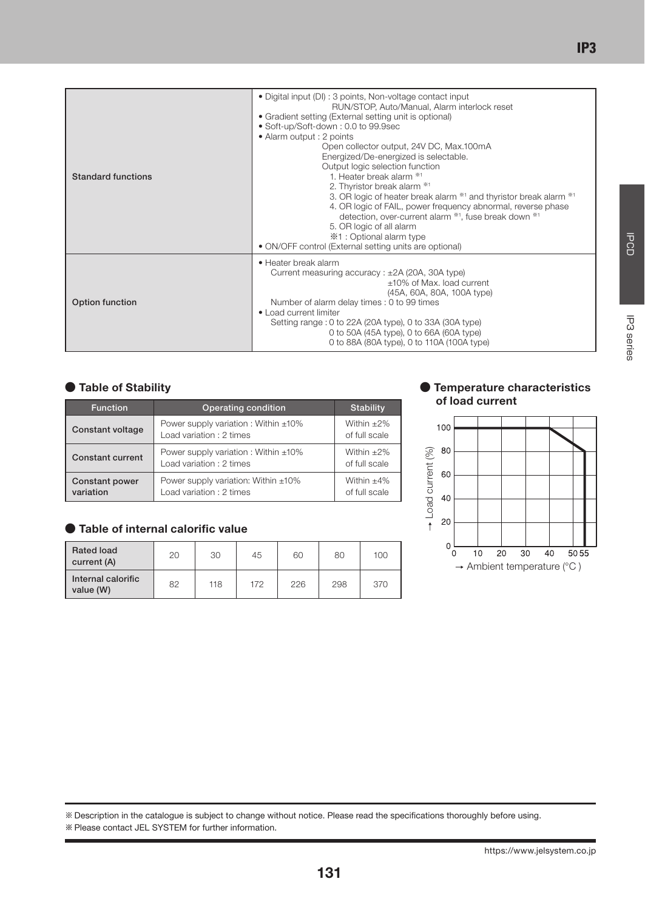| | |
|---|---|
| Standard functions | • Digital input (DI) : 3 points, Non-voltage contact input<br>RUN/STOP, Auto/Manual, Alarm interlock reset<br>• Gradient setting (External setting unit is optional)<br>• Soft-up/Soft-down : 0.0 to 99.9sec<br>• Alarm output : 2 points<br>Open collector output, 24V DC, Max.100mA<br>Energized/De-energized is selectable.<br>Output logic selection function<br>1. Heater break alarm ※1<br>2. Thyristor break alarm ※1<br>3. OR logic of heater break alarm ※1 and thyristor break alarm ※1<br>4. OR logic of FAIL, power frequency abnormal, reverse phase detection, over-current alarm ※1, fuse break down ※1<br>5. OR logic of all alarm<br>※1 : Optional alarm type<br>• ON/OFF control (External setting units are optional) |
| Option function | • Heater break alarm<br>Current measuring accuracy : ±2A (20A, 30A type)<br>±10% of Max. load current<br>(45A, 60A, 80A, 100A type)<br>Number of alarm delay times : 0 to 99 times<br>• Load current limiter<br>Setting range : 0 to 22A (20A type), 0 to 33A (30A type)<br>0 to 50A (45A type), 0 to 66A (60A type)<br>0 to 88A (80A type), 0 to 110A (100A type) |

## ● Table of Stability

| Function | Operating condition | Stability |
|---|---|---|
| Constant voltage | Power supply variation : Within ±10%<br>Load variation : 2 times | Within ±2% of full scale |
| Constant current | Power supply variation : Within ±10%<br>Load variation : 2 times | Within ±2% of full scale |
| Constant power variation | Power supply variation: Within ±10%<br>Load variation : 2 times | Within ±4% of full scale |

## ● Table of internal calorific value

| Rated load current (A) | 20 | 30 | 45 | 60 | 80 | 100 |
|---|---|---|---|---|---|---|
| Internal calorific value (W) | 82 | 118 | 172 | 226 | 298 | 370 |

## ● Temperature characteristics of load current

→ Load current (%) (0, 20, 40, 60, 80, 100)

→ Ambient temperature (°C ) (0, 10, 20, 30, 40, 50, 55)

※ Description in the catalogue is subject to change without notice. Please read the specifications thoroughly before using.

※ Please contact JEL SYSTEM for further information.

https://www.jelsystem.co.jp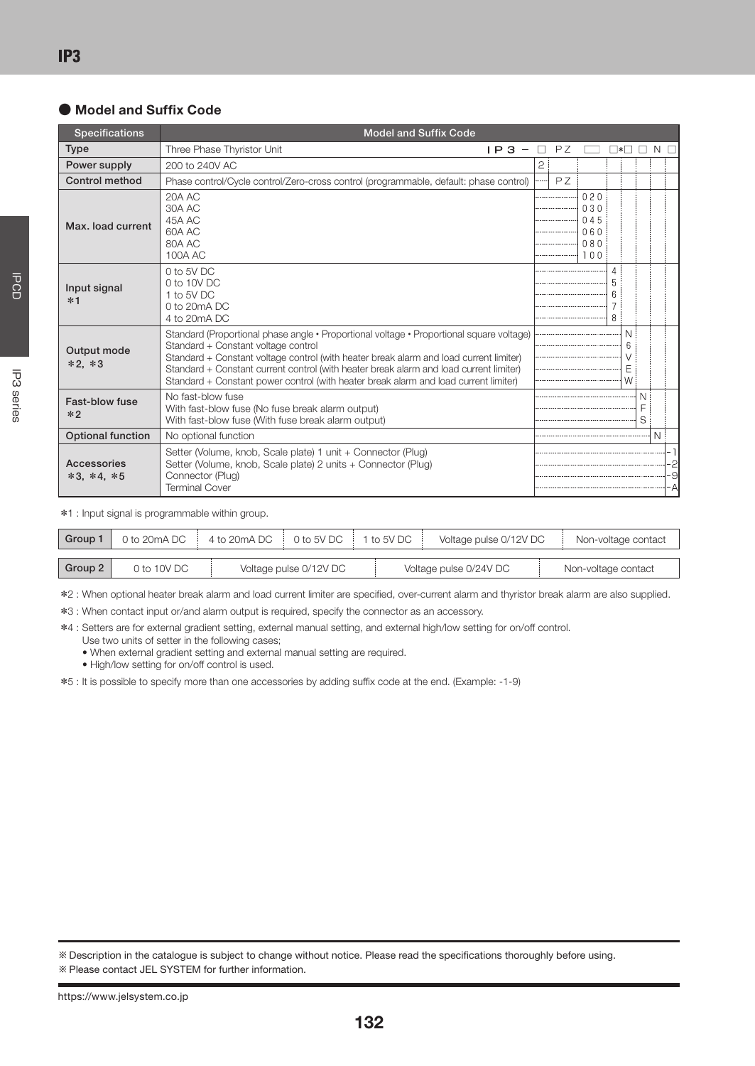## ● Model and Suffix Code

| Specifications | Model and Suffix Code | | | | | | | | |
|---|---|---|---|---|---|---|---|---|---|
| Type | Three Phase Thyristor Unit | IP3 – | □ | PZ | □□ | □*□ | □ | N | □ |
| Power supply | 200 to 240V AC | | 2 | | | | | | |
| Control method | Phase control/Cycle control/Zero-cross control (programmable, default: phase control) | | | PZ | | | | | |
| Max. load current | 20A AC<br>30A AC<br>45A AC<br>60A AC<br>80A AC<br>100A AC | | | | 020<br>030<br>045<br>060<br>080<br>100 | | | | |
| Input signal<br>*1 | 0 to 5V DC<br>0 to 10V DC<br>1 to 5V DC<br>0 to 20mA DC<br>4 to 20mA DC | | | | | 4<br>5<br>6<br>7<br>8 | | | |
| Output mode<br>*2, *3 | Standard (Proportional phase angle • Proportional voltage • Proportional square voltage)<br>Standard + Constant voltage control<br>Standard + Constant voltage control (with heater break alarm and load current limiter)<br>Standard + Constant current control (with heater break alarm and load current limiter)<br>Standard + Constant power control (with heater break alarm and load current limiter) | | | | | N<br>6<br>V<br>E<br>W | | | |
| Fast-blow fuse<br>*2 | No fast-blow fuse<br>With fast-blow fuse (No fuse break alarm output)<br>With fast-blow fuse (With fuse break alarm output) | | | | | | N<br>F<br>S | | |
| Optional function | No optional function | | | | | | | N | |
| Accessories<br>*3, *4, *5 | Setter (Volume, knob, Scale plate) 1 unit + Connector (Plug)<br>Setter (Volume, knob, Scale plate) 2 units + Connector (Plug)<br>Connector (Plug)<br>Terminal Cover | | | | | | | | -1<br>-2<br>-9<br>-A |

*1 : Input signal is programmable within group.

| Group 1 | 0 to 20mA DC | 4 to 20mA DC | 0 to 5V DC | 1 to 5V DC | Voltage pulse 0/12V DC | Non-voltage contact |
|---|---|---|---|---|---|---|

| Group 2 | 0 to 10V DC | Voltage pulse 0/12V DC | Voltage pulse 0/24V DC | Non-voltage contact |
|---|---|---|---|---|

*2 : When optional heater break alarm and load current limiter are specified, over-current alarm and thyristor break alarm are also supplied.

*3 : When contact input or/and alarm output is required, specify the connector as an accessory.

*4 : Setters are for external gradient setting, external manual setting, and external high/low setting for on/off control.
Use two units of setter in the following cases;
- When external gradient setting and external manual setting are required.
- High/low setting for on/off control is used.

*5 : It is possible to specify more than one accessories by adding suffix code at the end. (Example: -1-9)

※ Description in the catalogue is subject to change without notice. Please read the specifications thoroughly before using.
※ Please contact JEL SYSTEM for further information.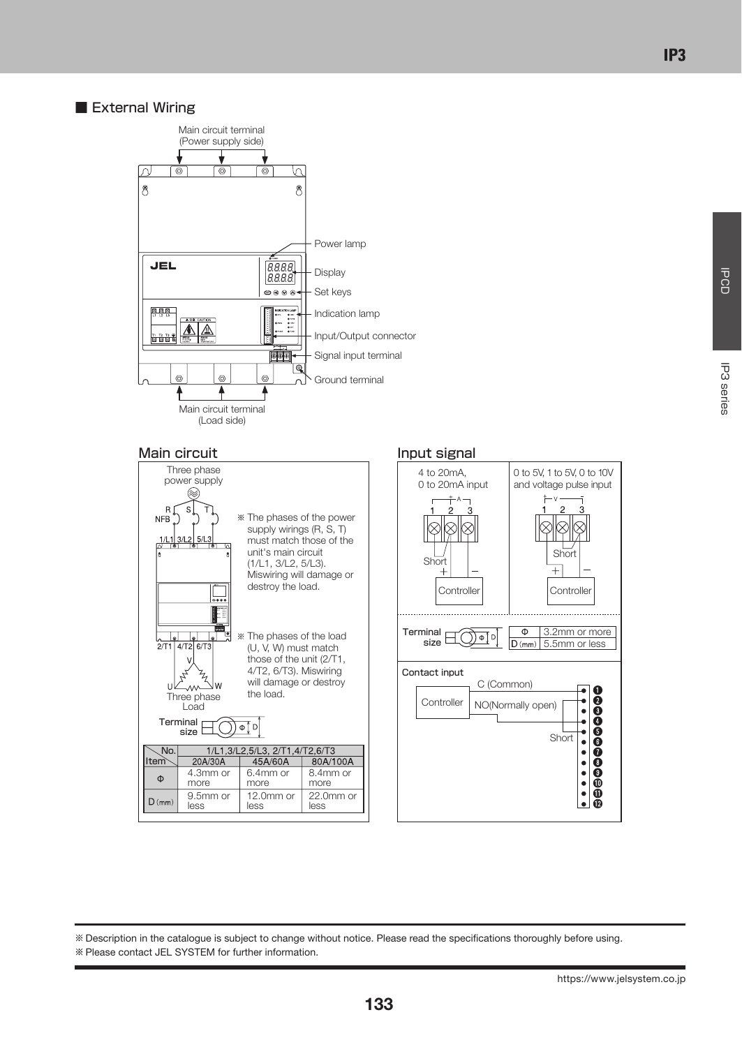## ■ External Wiring

Main circuit terminal (Power supply side)

Power lamp

Display

Set keys

Indication lamp

Input/Output connector

Signal input terminal

Ground terminal

Main circuit terminal (Load side)

### Main circuit

Three phase power supply

R S T

NFB

1/L1 3/L2 5/L3

2/T1 4/T2 6/T3

U V W

Three phase Load

※ The phases of the power supply wirings (R, S, T) must match those of the unit's main circuit (1/L1, 3/L2, 5/L3). Miswiring will damage or destroy the load.

※ The phases of the load (U, V, W) must match those of the unit (2/T1, 4/T2, 6/T3). Miswiring will damage or destroy the load.

Terminal size

| Item \ No. | 1/L1,3/L2,5/L3, 2/T1,4/T2,6/T3 | | |
|---|---|---|---|
| | 20A/30A | 45A/60A | 80A/100A |
| Φ | 4.3mm or more | 6.4mm or more | 8.4mm or more |
| D (mm) | 9.5mm or less | 12.0mm or less | 22.0mm or less |

### Input signal

4 to 20mA, 0 to 20mA input

1 2 3 (A, + −), Short, Controller

0 to 5V, 1 to 5V, 0 to 10V and voltage pulse input

1 2 3 (V, + −), Short, Controller

Terminal size

| Φ | 3.2mm or more |
|---|---|
| D (mm) | 5.5mm or less |

**Contact input**

Controller — C (Common), NO(Normally open), Short

Terminals ❶ – ⓬

※ Description in the catalogue is subject to change without notice. Please read the specifications thoroughly before using.

※ Please contact JEL SYSTEM for further information.

https://www.jelsystem.co.jp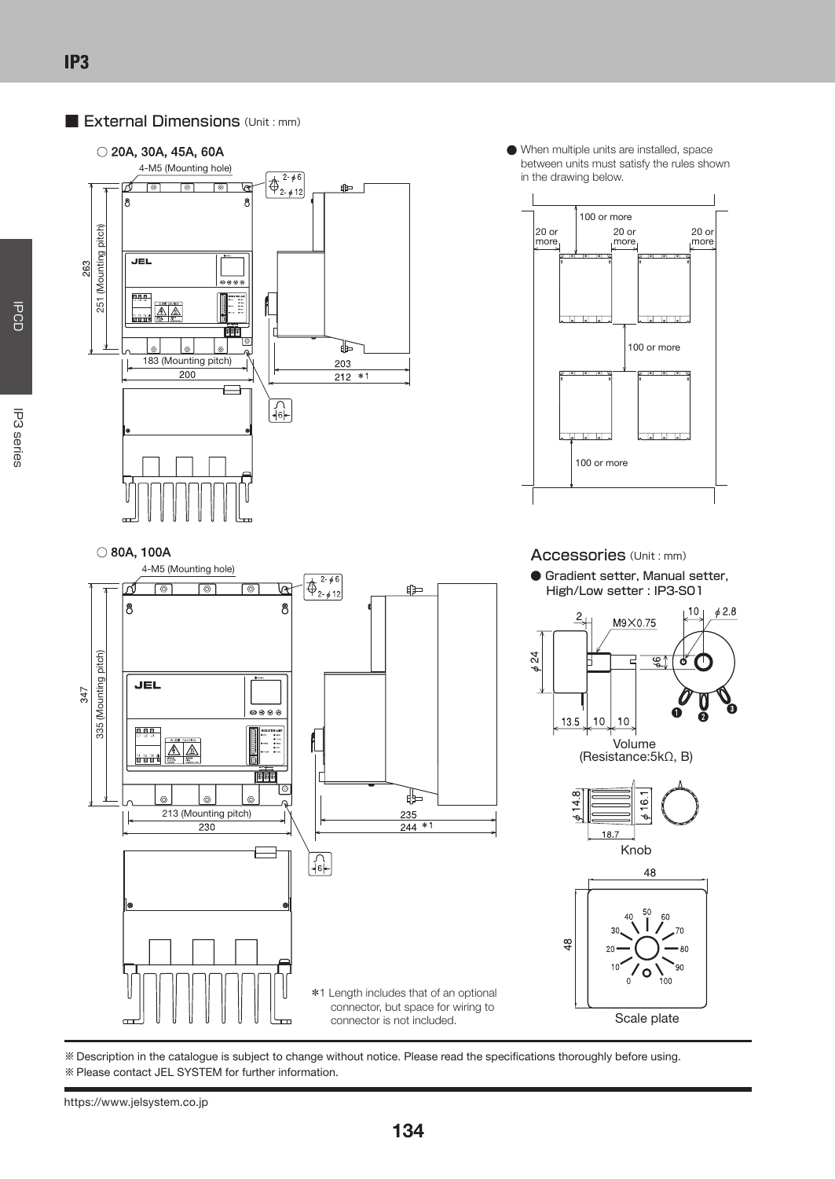## External Dimensions (Unit : mm)

○ 20A, 30A, 45A, 60A

4-M5 (Mounting hole)

2-φ6
2-φ12

263
251 (Mounting pitch)

183 (Mounting pitch)
200

203
212 *1

6

● When multiple units are installed, space between units must satisfy the rules shown in the drawing below.

100 or more
20 or more
20 or more
20 or more
100 or more
100 or more

○ 80A, 100A

4-M5 (Mounting hole)

2-φ6
2-φ12

347
335 (Mounting pitch)

213 (Mounting pitch)
230

235
244 *1

6

*1 Length includes that of an optional connector, but space for wiring to connector is not included.

## Accessories (Unit : mm)

● Gradient setter, Manual setter, High/Low setter : IP3-S01

2
M9×0.75
φ24
13.5 10 10
10 φ2.8
φ6

Volume
(Resistance:5kΩ, B)

φ14.8
φ16.1
18.7

Knob

48
48

Scale plate

※ Description in the catalogue is subject to change without notice. Please read the specifications thoroughly before using.
※ Please contact JEL SYSTEM for further information.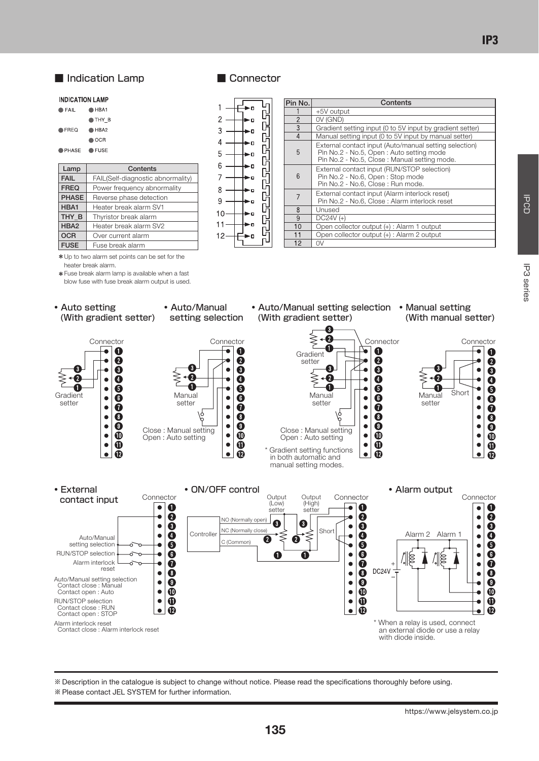## ■ Indication Lamp

INDICATION LAMP

FAIL HBA1
THY_B
FREQ HBA2
OCR
PHASE FUSE

| Lamp | Contents |
|---|---|
| FAIL | FAIL(Self-diagnostic abnormality) |
| FREQ | Power frequency abnormality |
| PHASE | Reverse phase detection |
| HBA1 | Heater break alarm SV1 |
| THY_B | Thyristor break alarm |
| HBA2 | Heater break alarm SV2 |
| OCR | Over current alarm |
| FUSE | Fuse break alarm |

∗ Up to two alarm set points can be set for the heater break alarm.

∗ Fuse break alarm lamp is available when a fast blow fuse with fuse break alarm output is used.

## ■ Connector

| Pin No. | Contents |
|---|---|
| 1 | +5V output |
| 2 | 0V (GND) |
| 3 | Gradient setting input (0 to 5V input by gradient setter) |
| 4 | Manual setting input (0 to 5V input by manual setter) |
| 5 | External contact input (Auto/manual setting selection) Pin No.2 - No.5, Open : Auto setting mode Pin No.2 - No.5, Close : Manual setting mode. |
| 6 | External contact input (RUN/STOP selection) Pin No.2 - No.6, Open : Stop mode Pin No.2 - No.6, Close : Run mode. |
| 7 | External contact input (Alarm interlock reset) Pin No.2 - No.6, Close : Alarm interlock reset |
| 8 | Unused |
| 9 | DC24V (+) |
| 10 | Open collector output (+) : Alarm 1 output |
| 11 | Open collector output (+) : Alarm 2 output |
| 12 | 0V |

• Auto setting (With gradient setter)

Connector
Gradient setter

• Auto/Manual setting selection

Connector
Manual setter
Close : Manual setting
Open : Auto setting

• Auto/Manual setting selection (With gradient setter)

Connector
Gradient setter
Manual setter
Close : Manual setting
Open : Auto setting

\* Gradient setting functions in both automatic and manual setting modes.

• Manual setting (With manual setter)

Connector
Manual setter
Short

• External contact input

Connector
Auto/Manual setting selection
RUN/STOP selection
Alarm interlock reset

Auto/Manual setting selection
Contact close : Manual
Contact open : Auto

RUN/STOP selection
Contact close : RUN
Contact open : STOP

Alarm interlock reset
Contact close : Alarm interlock reset

• ON/OFF control

Controller
NO (Normally open)
NC (Normally close)
C (Common)
Output (Low) setter
Output (High) setter
Short
Connector

• Alarm output

Connector
Alarm 2 Alarm 1
DC24V

\* When a relay is used, connect an external diode or use a relay with diode inside.

※ Description in the catalogue is subject to change without notice. Please read the specifications thoroughly before using.

※ Please contact JEL SYSTEM for further information.